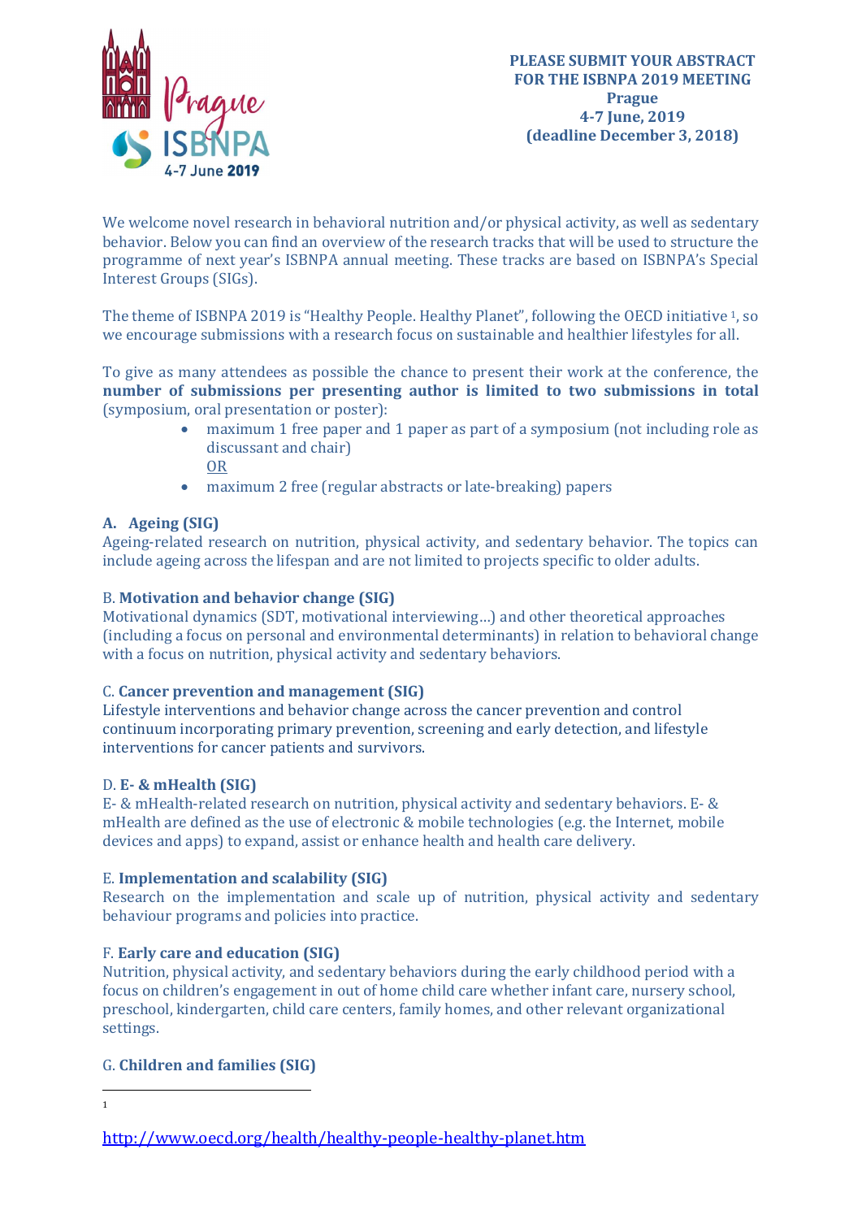**PLEASE SUBMIT YOUR ABSTRACT FOR THE ISBNPA 2019 MEETING**
**Prague**
**4-7 June, 2019**
**(deadline December 3, 2018)**

We welcome novel research in behavioral nutrition and/or physical activity, as well as sedentary behavior. Below you can find an overview of the research tracks that will be used to structure the programme of next year's ISBNPA annual meeting. These tracks are based on ISBNPA's Special Interest Groups (SIGs).

The theme of ISBNPA 2019 is "Healthy People. Healthy Planet", following the OECD initiative [1], so we encourage submissions with a research focus on sustainable and healthier lifestyles for all.

To give as many attendees as possible the chance to present their work at the conference, the **number of submissions per presenting author is limited to two submissions in total** (symposium, oral presentation or poster):

- maximum 1 free paper and 1 paper as part of a symposium (not including role as discussant and chair)
  OR
- maximum 2 free (regular abstracts or late-breaking) papers

**A. Ageing (SIG)**
Ageing-related research on nutrition, physical activity, and sedentary behavior. The topics can include ageing across the lifespan and are not limited to projects specific to older adults.

B. **Motivation and behavior change (SIG)**
Motivational dynamics (SDT, motivational interviewing…) and other theoretical approaches (including a focus on personal and environmental determinants) in relation to behavioral change with a focus on nutrition, physical activity and sedentary behaviors.

C. **Cancer prevention and management (SIG)**
Lifestyle interventions and behavior change across the cancer prevention and control continuum incorporating primary prevention, screening and early detection, and lifestyle interventions for cancer patients and survivors.

D. **E- & mHealth (SIG)**
E- & mHealth-related research on nutrition, physical activity and sedentary behaviors. E- & mHealth are defined as the use of electronic & mobile technologies (e.g. the Internet, mobile devices and apps) to expand, assist or enhance health and health care delivery.

E. **Implementation and scalability (SIG)**
Research on the implementation and scale up of nutrition, physical activity and sedentary behaviour programs and policies into practice.

F. **Early care and education (SIG)**
Nutrition, physical activity, and sedentary behaviors during the early childhood period with a focus on children's engagement in out of home child care whether infant care, nursery school, preschool, kindergarten, child care centers, family homes, and other relevant organizational settings.

G. **Children and families (SIG)**

---

[1] http://www.oecd.org/health/healthy-people-healthy-planet.htm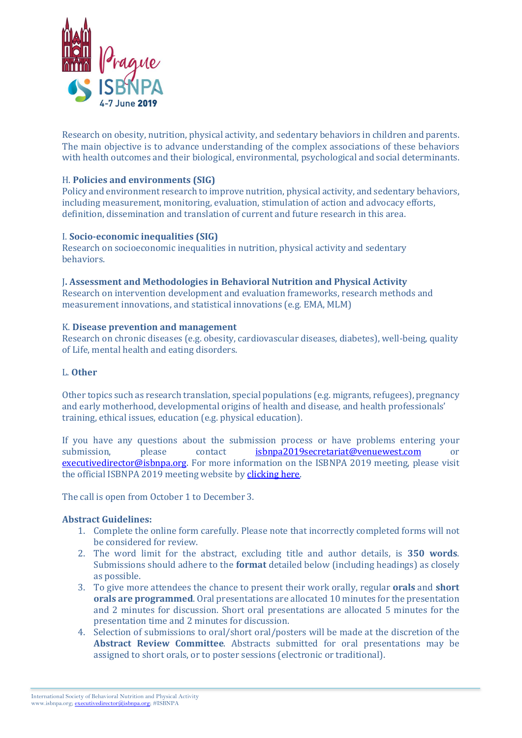Research on obesity, nutrition, physical activity, and sedentary behaviors in children and parents. The main objective is to advance understanding of the complex associations of these behaviors with health outcomes and their biological, environmental, psychological and social determinants.

H. **Policies and environments (SIG)**
Policy and environment research to improve nutrition, physical activity, and sedentary behaviors, including measurement, monitoring, evaluation, stimulation of action and advocacy efforts, definition, dissemination and translation of current and future research in this area.

I. **Socio-economic inequalities (SIG)**
Research on socioeconomic inequalities in nutrition, physical activity and sedentary behaviors.

**J. Assessment and Methodologies in Behavioral Nutrition and Physical Activity**
Research on intervention development and evaluation frameworks, research methods and measurement innovations, and statistical innovations (e.g. EMA, MLM)

K. **Disease prevention and management**
Research on chronic diseases (e.g. obesity, cardiovascular diseases, diabetes), well-being, quality of Life, mental health and eating disorders.

L. **Other**

Other topics such as research translation, special populations (e.g. migrants, refugees), pregnancy and early motherhood, developmental origins of health and disease, and health professionals' training, ethical issues, education (e.g. physical education).

If you have any questions about the submission process or have problems entering your submission, please contact isbnpa2019secretariat@venuewest.com or executivedirector@isbnpa.org. For more information on the ISBNPA 2019 meeting, please visit the official ISBNPA 2019 meeting website by clicking here.

The call is open from October 1 to December 3.

**Abstract Guidelines:**

1. Complete the online form carefully. Please note that incorrectly completed forms will not be considered for review.
2. The word limit for the abstract, excluding title and author details, is **350 words**. Submissions should adhere to the **format** detailed below (including headings) as closely as possible.
3. To give more attendees the chance to present their work orally, regular **orals** and **short orals are programmed**. Oral presentations are allocated 10 minutes for the presentation and 2 minutes for discussion. Short oral presentations are allocated 5 minutes for the presentation time and 2 minutes for discussion.
4. Selection of submissions to oral/short oral/posters will be made at the discretion of the **Abstract Review Committee**. Abstracts submitted for oral presentations may be assigned to short orals, or to poster sessions (electronic or traditional).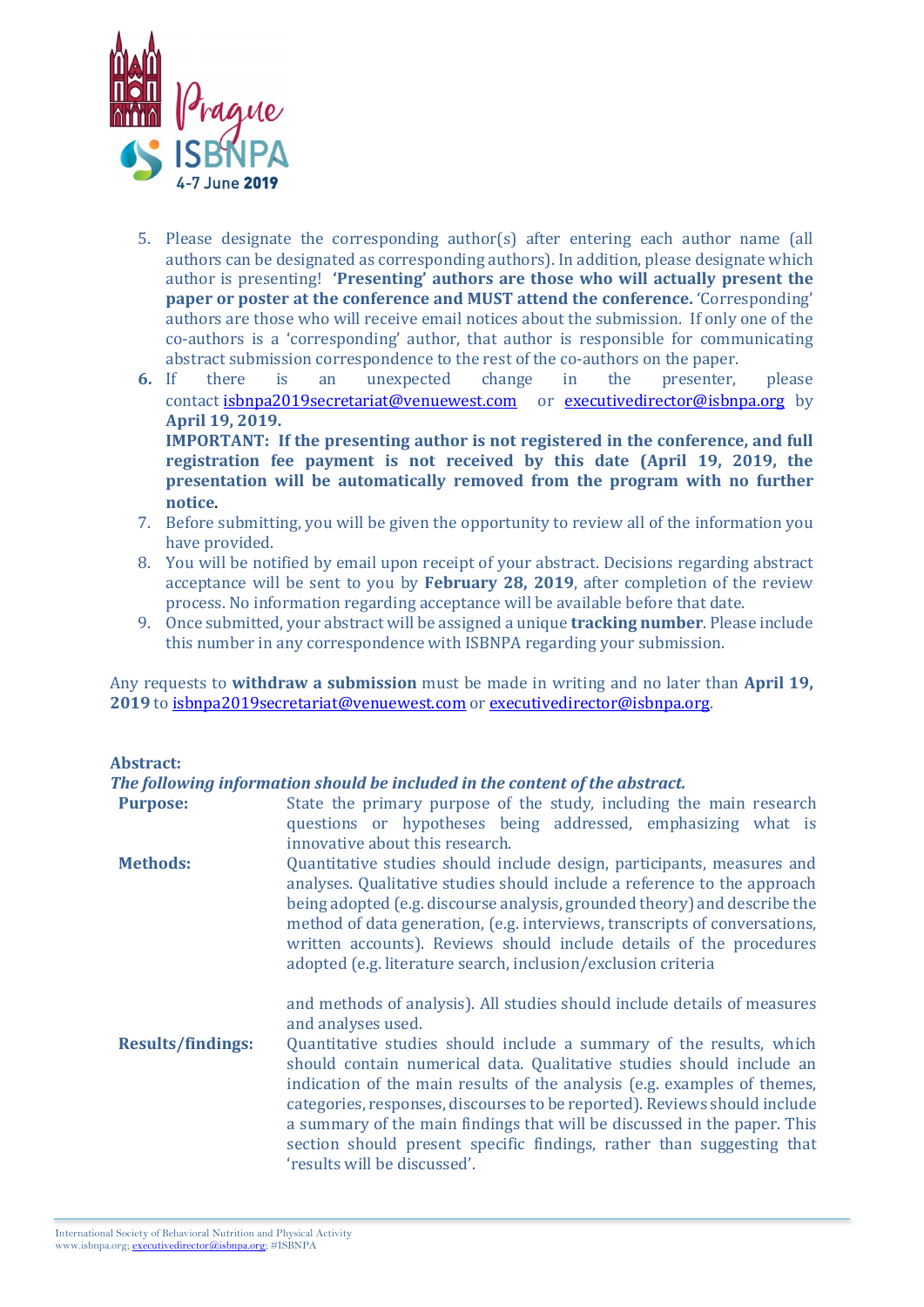5. Please designate the corresponding author(s) after entering each author name (all authors can be designated as corresponding authors). In addition, please designate which author is presenting! **'Presenting' authors are those who will actually present the paper or poster at the conference and MUST attend the conference.** 'Corresponding' authors are those who will receive email notices about the submission. If only one of the co-authors is a 'corresponding' author, that author is responsible for communicating abstract submission correspondence to the rest of the co-authors on the paper.
6. If there is an unexpected change in the presenter, please contact isbnpa2019secretariat@venuewest.com or executivedirector@isbnpa.org by **April 19, 2019.**
   **IMPORTANT: If the presenting author is not registered in the conference, and full registration fee payment is not received by this date (April 19, 2019, the presentation will be automatically removed from the program with no further notice.**
7. Before submitting, you will be given the opportunity to review all of the information you have provided.
8. You will be notified by email upon receipt of your abstract. Decisions regarding abstract acceptance will be sent to you by **February 28, 2019**, after completion of the review process. No information regarding acceptance will be available before that date.
9. Once submitted, your abstract will be assigned a unique **tracking number**. Please include this number in any correspondence with ISBNPA regarding your submission.

Any requests to **withdraw a submission** must be made in writing and no later than **April 19, 2019** to isbnpa2019secretariat@venuewest.com or executivedirector@isbnpa.org.

**Abstract:**

***The following information should be included in the content of the abstract.***

**Purpose:** State the primary purpose of the study, including the main research questions or hypotheses being addressed, emphasizing what is innovative about this research.

**Methods:** Quantitative studies should include design, participants, measures and analyses. Qualitative studies should include a reference to the approach being adopted (e.g. discourse analysis, grounded theory) and describe the method of data generation, (e.g. interviews, transcripts of conversations, written accounts). Reviews should include details of the procedures adopted (e.g. literature search, inclusion/exclusion criteria and methods of analysis). All studies should include details of measures and analyses used.

**Results/findings:** Quantitative studies should include a summary of the results, which should contain numerical data. Qualitative studies should include an indication of the main results of the analysis (e.g. examples of themes, categories, responses, discourses to be reported). Reviews should include a summary of the main findings that will be discussed in the paper. This section should present specific findings, rather than suggesting that 'results will be discussed'.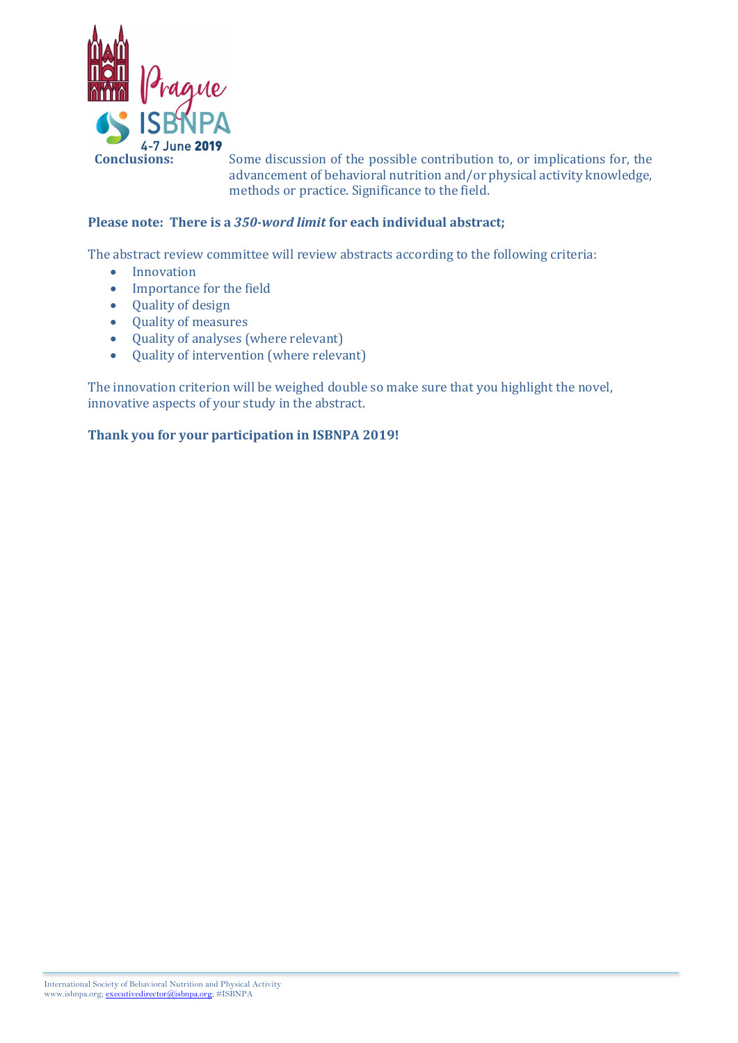**Conclusions:** Some discussion of the possible contribution to, or implications for, the advancement of behavioral nutrition and/or physical activity knowledge, methods or practice. Significance to the field.

**Please note: There is a *350-word limit* for each individual abstract;**

The abstract review committee will review abstracts according to the following criteria:

- Innovation
- Importance for the field
- Quality of design
- Quality of measures
- Quality of analyses (where relevant)
- Quality of intervention (where relevant)

The innovation criterion will be weighed double so make sure that you highlight the novel, innovative aspects of your study in the abstract.

**Thank you for your participation in ISBNPA 2019!**